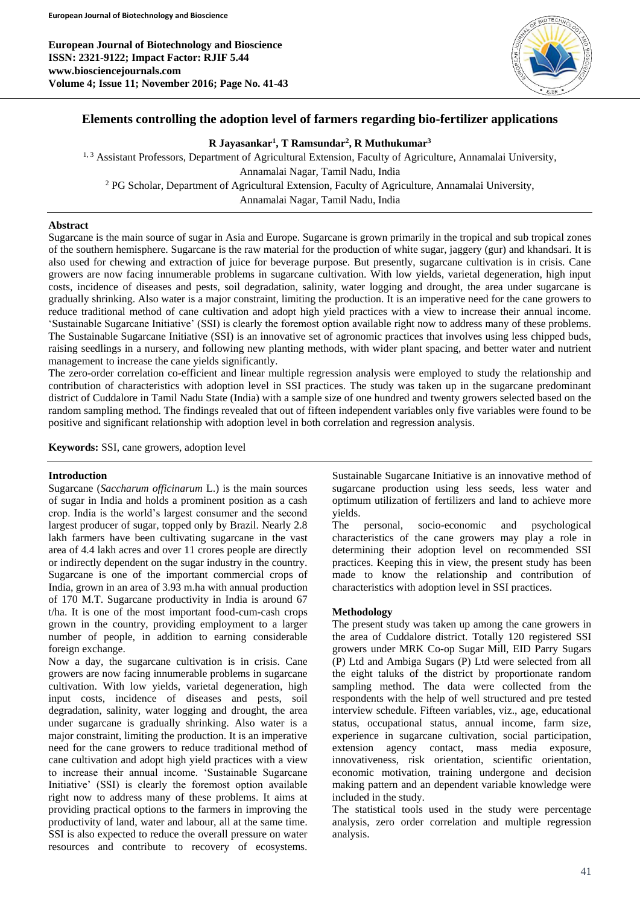# Elements controlling the adoption level of farmers regarding bio-fertilizer applications

**R Jayasankar[1], T Ramsundar[2], R Muthukumar[3]**

[1, 3] Assistant Professors, Department of Agricultural Extension, Faculty of Agriculture, Annamalai University, Annamalai Nagar, Tamil Nadu, India

[2] PG Scholar, Department of Agricultural Extension, Faculty of Agriculture, Annamalai University, Annamalai Nagar, Tamil Nadu, India

## Abstract

Sugarcane is the main source of sugar in Asia and Europe. Sugarcane is grown primarily in the tropical and sub tropical zones of the southern hemisphere. Sugarcane is the raw material for the production of white sugar, jaggery (gur) and khandsari. It is also used for chewing and extraction of juice for beverage purpose. But presently, sugarcane cultivation is in crisis. Cane growers are now facing innumerable problems in sugarcane cultivation. With low yields, varietal degeneration, high input costs, incidence of diseases and pests, soil degradation, salinity, water logging and drought, the area under sugarcane is gradually shrinking. Also water is a major constraint, limiting the production. It is an imperative need for the cane growers to reduce traditional method of cane cultivation and adopt high yield practices with a view to increase their annual income. 'Sustainable Sugarcane Initiative' (SSI) is clearly the foremost option available right now to address many of these problems. The Sustainable Sugarcane Initiative (SSI) is an innovative set of agronomic practices that involves using less chipped buds, raising seedlings in a nursery, and following new planting methods, with wider plant spacing, and better water and nutrient management to increase the cane yields significantly.

The zero-order correlation co-efficient and linear multiple regression analysis were employed to study the relationship and contribution of characteristics with adoption level in SSI practices. The study was taken up in the sugarcane predominant district of Cuddalore in Tamil Nadu State (India) with a sample size of one hundred and twenty growers selected based on the random sampling method. The findings revealed that out of fifteen independent variables only five variables were found to be positive and significant relationship with adoption level in both correlation and regression analysis.

**Keywords:** SSI, cane growers, adoption level

## Introduction

Sugarcane (*Saccharum officinarum* L.) is the main sources of sugar in India and holds a prominent position as a cash crop. India is the world's largest consumer and the second largest producer of sugar, topped only by Brazil. Nearly 2.8 lakh farmers have been cultivating sugarcane in the vast area of 4.4 lakh acres and over 11 crores people are directly or indirectly dependent on the sugar industry in the country. Sugarcane is one of the important commercial crops of India, grown in an area of 3.93 m.ha with annual production of 170 M.T. Sugarcane productivity in India is around 67 t/ha. It is one of the most important food-cum-cash crops grown in the country, providing employment to a larger number of people, in addition to earning considerable foreign exchange.

Now a day, the sugarcane cultivation is in crisis. Cane growers are now facing innumerable problems in sugarcane cultivation. With low yields, varietal degeneration, high input costs, incidence of diseases and pests, soil degradation, salinity, water logging and drought, the area under sugarcane is gradually shrinking. Also water is a major constraint, limiting the production. It is an imperative need for the cane growers to reduce traditional method of cane cultivation and adopt high yield practices with a view to increase their annual income. 'Sustainable Sugarcane Initiative' (SSI) is clearly the foremost option available right now to address many of these problems. It aims at providing practical options to the farmers in improving the productivity of land, water and labour, all at the same time. SSI is also expected to reduce the overall pressure on water resources and contribute to recovery of ecosystems. Sustainable Sugarcane Initiative is an innovative method of sugarcane production using less seeds, less water and optimum utilization of fertilizers and land to achieve more yields.

The personal, socio-economic and psychological characteristics of the cane growers may play a role in determining their adoption level on recommended SSI practices. Keeping this in view, the present study has been made to know the relationship and contribution of characteristics with adoption level in SSI practices.

## Methodology

The present study was taken up among the cane growers in the area of Cuddalore district. Totally 120 registered SSI growers under MRK Co-op Sugar Mill, EID Parry Sugars (P) Ltd and Ambiga Sugars (P) Ltd were selected from all the eight taluks of the district by proportionate random sampling method. The data were collected from the respondents with the help of well structured and pre tested interview schedule. Fifteen variables, viz., age, educational status, occupational status, annual income, farm size, experience in sugarcane cultivation, social participation, extension agency contact, mass media exposure, innovativeness, risk orientation, scientific orientation, economic motivation, training undergone and decision making pattern and an dependent variable knowledge were included in the study.

The statistical tools used in the study were percentage analysis, zero order correlation and multiple regression analysis.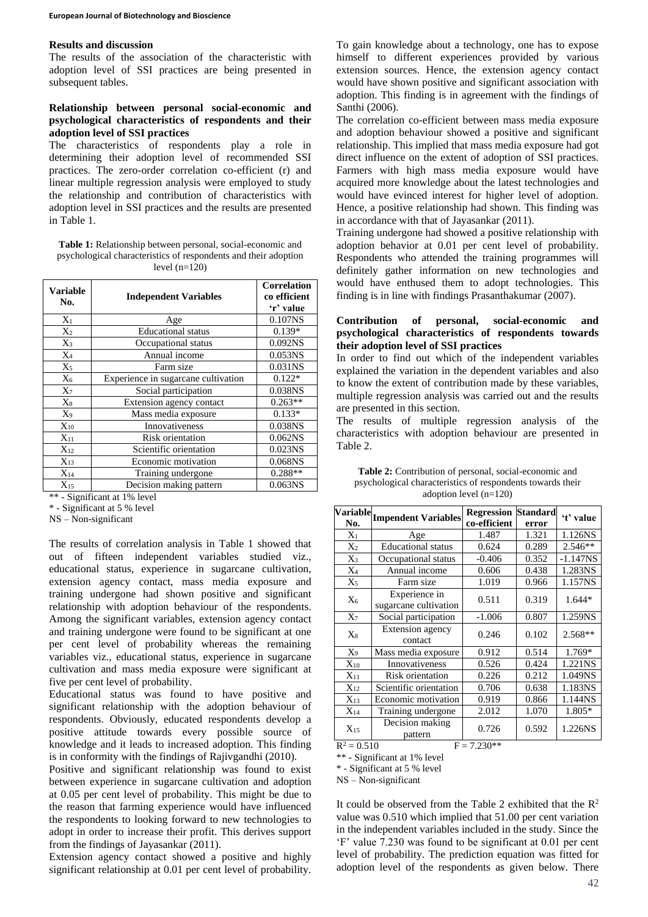### Results and discussion

The results of the association of the characteristic with adoption level of SSI practices are being presented in subsequent tables.

### Relationship between personal social-economic and psychological characteristics of respondents and their adoption level of SSI practices

The characteristics of respondents play a role in determining their adoption level of recommended SSI practices. The zero-order correlation co-efficient (r) and linear multiple regression analysis were employed to study the relationship and contribution of characteristics with adoption level in SSI practices and the results are presented in Table 1.

**Table 1:** Relationship between personal, social-economic and psychological characteristics of respondents and their adoption level (n=120)

| Variable No. | Independent Variables | Correlation co efficient 'r' value |
|---|---|---|
| $X_1$ | Age | 0.107NS |
| $X_2$ | Educational status | 0.139* |
| $X_3$ | Occupational status | 0.092NS |
| $X_4$ | Annual income | 0.053NS |
| $X_5$ | Farm size | 0.031NS |
| $X_6$ | Experience in sugarcane cultivation | 0.122* |
| $X_7$ | Social participation | 0.038NS |
| $X_8$ | Extension agency contact | 0.263** |
| $X_9$ | Mass media exposure | 0.133* |
| $X_{10}$ | Innovativeness | 0.038NS |
| $X_{11}$ | Risk orientation | 0.062NS |
| $X_{12}$ | Scientific orientation | 0.023NS |
| $X_{13}$ | Economic motivation | 0.068NS |
| $X_{14}$ | Training undergone | 0.288** |
| $X_{15}$ | Decision making pattern | 0.063NS |

** - Significant at 1% level

* - Significant at 5 % level

NS – Non-significant

The results of correlation analysis in Table 1 showed that out of fifteen independent variables studied viz., educational status, experience in sugarcane cultivation, extension agency contact, mass media exposure and training undergone had shown positive and significant relationship with adoption behaviour of the respondents. Among the significant variables, extension agency contact and training undergone were found to be significant at one per cent level of probability whereas the remaining variables viz., educational status, experience in sugarcane cultivation and mass media exposure were significant at five per cent level of probability.

Educational status was found to have positive and significant relationship with the adoption behaviour of respondents. Obviously, educated respondents develop a positive attitude towards every possible source of knowledge and it leads to increased adoption. This finding is in conformity with the findings of Rajivgandhi (2010).

Positive and significant relationship was found to exist between experience in sugarcane cultivation and adoption at 0.05 per cent level of probability. This might be due to the reason that farming experience would have influenced the respondents to looking forward to new technologies to adopt in order to increase their profit. This derives support from the findings of Jayasankar (2011).

Extension agency contact showed a positive and highly significant relationship at 0.01 per cent level of probability. To gain knowledge about a technology, one has to expose himself to different experiences provided by various extension sources. Hence, the extension agency contact would have shown positive and significant association with adoption. This finding is in agreement with the findings of Santhi (2006).

The correlation co-efficient between mass media exposure and adoption behaviour showed a positive and significant relationship. This implied that mass media exposure had got direct influence on the extent of adoption of SSI practices. Farmers with high mass media exposure would have acquired more knowledge about the latest technologies and would have evinced interest for higher level of adoption. Hence, a positive relationship had shown. This finding was in accordance with that of Jayasankar (2011).

Training undergone had showed a positive relationship with adoption behavior at 0.01 per cent level of probability. Respondents who attended the training programmes will definitely gather information on new technologies and would have enthused them to adopt technologies. This finding is in line with findings Prasanthakumar (2007).

### Contribution of personal, social-economic and psychological characteristics of respondents towards their adoption level of SSI practices

In order to find out which of the independent variables explained the variation in the dependent variables and also to know the extent of contribution made by these variables, multiple regression analysis was carried out and the results are presented in this section.

The results of multiple regression analysis of the characteristics with adoption behaviour are presented in Table 2.

**Table 2:** Contribution of personal, social-economic and psychological characteristics of respondents towards their adoption level (n=120)

| Variable No. | Impendent Variables | Regression co-efficient | Standard error | 't' value |
|---|---|---|---|---|
| $X_1$ | Age | 1.487 | 1.321 | 1.126NS |
| $X_2$ | Educational status | 0.624 | 0.289 | 2.546** |
| $X_3$ | Occupational status | -0.406 | 0.352 | -1.147NS |
| $X_4$ | Annual income | 0.606 | 0.438 | 1.283NS |
| $X_5$ | Farm size | 1.019 | 0.966 | 1.157NS |
| $X_6$ | Experience in sugarcane cultivation | 0.511 | 0.319 | 1.644* |
| $X_7$ | Social participation | -1.006 | 0.807 | 1.259NS |
| $X_8$ | Extension agency contact | 0.246 | 0.102 | 2.568** |
| $X_9$ | Mass media exposure | 0.912 | 0.514 | 1.769* |
| $X_{10}$ | Innovativeness | 0.526 | 0.424 | 1.221NS |
| $X_{11}$ | Risk orientation | 0.226 | 0.212 | 1.049NS |
| $X_{12}$ | Scientific orientation | 0.706 | 0.638 | 1.183NS |
| $X_{13}$ | Economic motivation | 0.919 | 0.866 | 1.144NS |
| $X_{14}$ | Training undergone | 2.012 | 1.070 | 1.805* |
| $X_{15}$ | Decision making pattern | 0.726 | 0.592 | 1.226NS |

$R^2 = 0.510$ $F = 7.230^{**}$

** - Significant at 1% level

* - Significant at 5 % level

NS – Non-significant

It could be observed from the Table 2 exhibited that the $R^2$ value was 0.510 which implied that 51.00 per cent variation in the independent variables included in the study. Since the 'F' value 7.230 was found to be significant at 0.01 per cent level of probability. The prediction equation was fitted for adoption level of the respondents as given below. There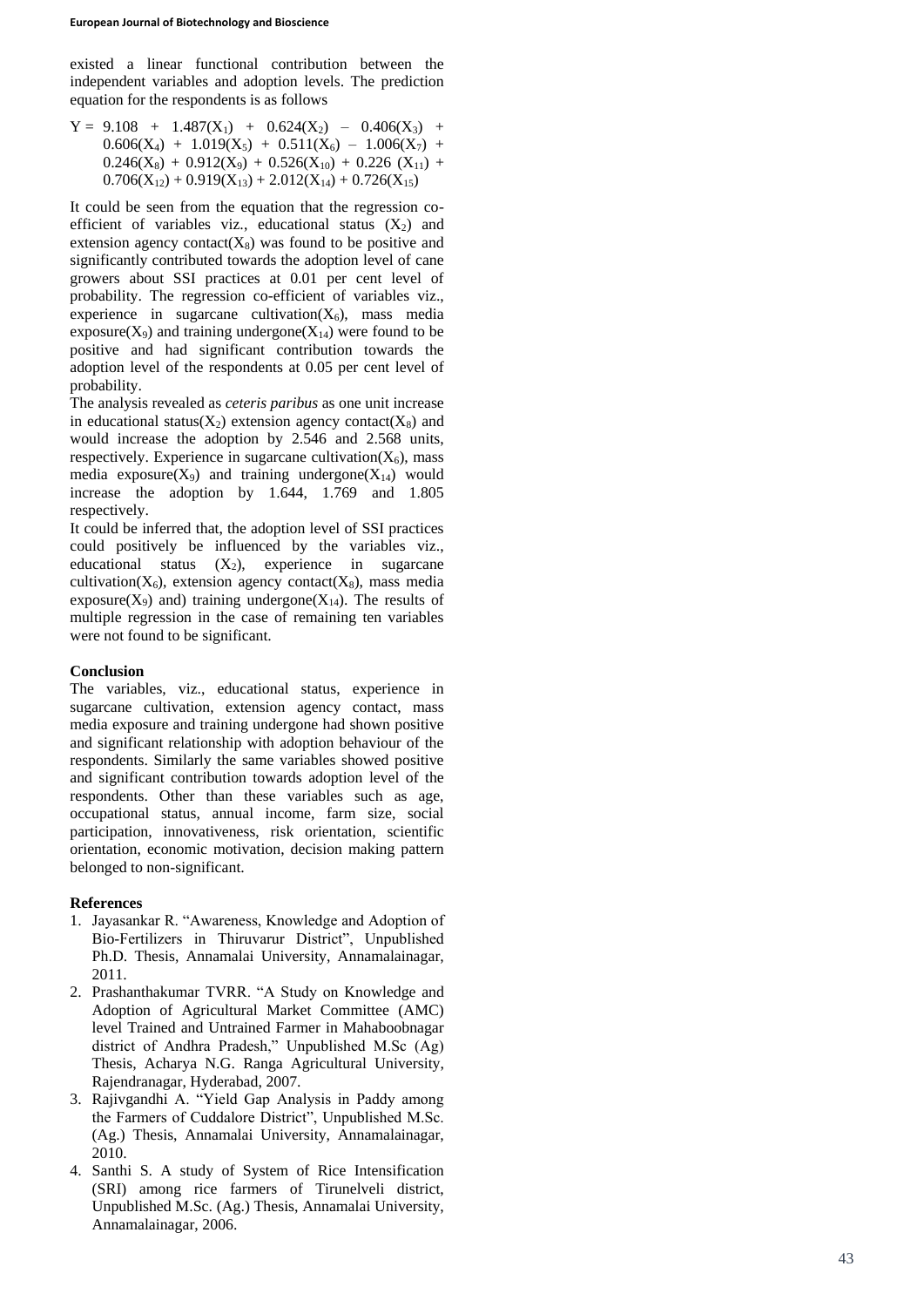existed a linear functional contribution between the independent variables and adoption levels. The prediction equation for the respondents is as follows

$$Y = 9.108 + 1.487(X_1) + 0.624(X_2) - 0.406(X_3) + 0.606(X_4) + 1.019(X_5) + 0.511(X_6) - 1.006(X_7) + 0.246(X_8) + 0.912(X_9) + 0.526(X_{10}) + 0.226(X_{11}) + 0.706(X_{12}) + 0.919(X_{13}) + 2.012(X_{14}) + 0.726(X_{15})$$

It could be seen from the equation that the regression co-efficient of variables viz., educational status ($X_2$) and extension agency contact($X_8$) was found to be positive and significantly contributed towards the adoption level of cane growers about SSI practices at 0.01 per cent level of probability. The regression co-efficient of variables viz., experience in sugarcane cultivation($X_6$), mass media exposure($X_9$) and training undergone($X_{14}$) were found to be positive and had significant contribution towards the adoption level of the respondents at 0.05 per cent level of probability.

The analysis revealed as *ceteris paribus* as one unit increase in educational status($X_2$) extension agency contact($X_8$) and would increase the adoption by 2.546 and 2.568 units, respectively. Experience in sugarcane cultivation($X_6$), mass media exposure($X_9$) and training undergone($X_{14}$) would increase the adoption by 1.644, 1.769 and 1.805 respectively.

It could be inferred that, the adoption level of SSI practices could positively be influenced by the variables viz., educational status ($X_2$), experience in sugarcane cultivation($X_6$), extension agency contact($X_8$), mass media exposure($X_9$) and) training undergone($X_{14}$). The results of multiple regression in the case of remaining ten variables were not found to be significant.

## Conclusion

The variables, viz., educational status, experience in sugarcane cultivation, extension agency contact, mass media exposure and training undergone had shown positive and significant relationship with adoption behaviour of the respondents. Similarly the same variables showed positive and significant contribution towards adoption level of the respondents. Other than these variables such as age, occupational status, annual income, farm size, social participation, innovativeness, risk orientation, scientific orientation, economic motivation, decision making pattern belonged to non-significant.

## References

1. Jayasankar R. "Awareness, Knowledge and Adoption of Bio-Fertilizers in Thiruvarur District", Unpublished Ph.D. Thesis, Annamalai University, Annamalainagar, 2011.
2. Prashanthakumar TVRR. "A Study on Knowledge and Adoption of Agricultural Market Committee (AMC) level Trained and Untrained Farmer in Mahaboobnagar district of Andhra Pradesh," Unpublished M.Sc (Ag) Thesis, Acharya N.G. Ranga Agricultural University, Rajendranagar, Hyderabad, 2007.
3. Rajivgandhi A. "Yield Gap Analysis in Paddy among the Farmers of Cuddalore District", Unpublished M.Sc. (Ag.) Thesis, Annamalai University, Annamalainagar, 2010.
4. Santhi S. A study of System of Rice Intensification (SRI) among rice farmers of Tirunelveli district, Unpublished M.Sc. (Ag.) Thesis, Annamalai University, Annamalainagar, 2006.